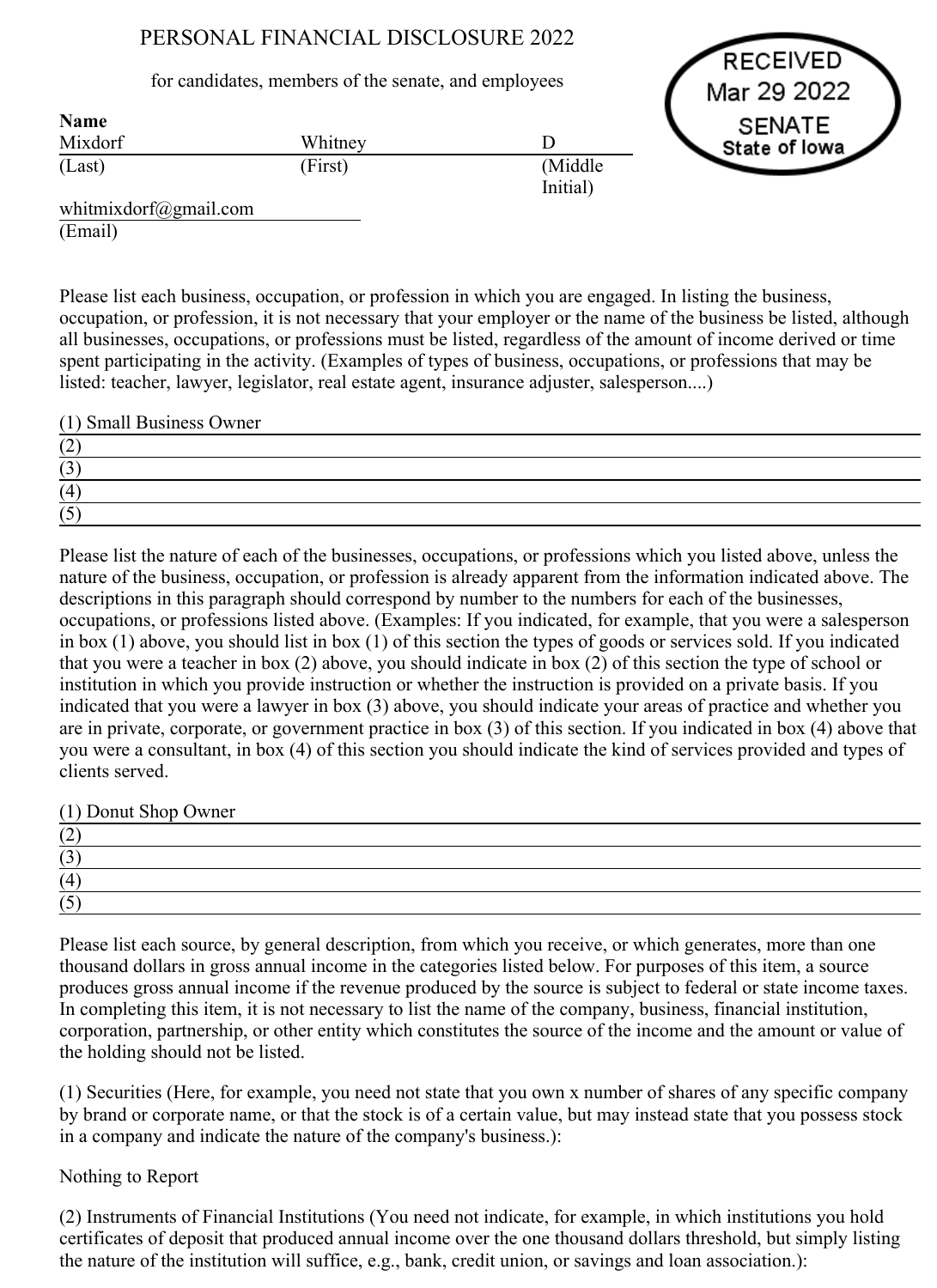# PERSONAL FINANCIAL DISCLOSURE 2022

for candidates, members of the senate, and employees

RECEIVED
Mar 29 2022
SENATE
State of Iowa

**Name**

| Mixdorf | Whitney | D |
|---|---|---|
| (Last) | (First) | (Middle Initial) |

whitmixdorf@gmail.com
(Email)

Please list each business, occupation, or profession in which you are engaged. In listing the business, occupation, or profession, it is not necessary that your employer or the name of the business be listed, although all businesses, occupations, or professions must be listed, regardless of the amount of income derived or time spent participating in the activity. (Examples of types of business, occupations, or professions that may be listed: teacher, lawyer, legislator, real estate agent, insurance adjuster, salesperson....)

(1) Small Business Owner
(2)
(3)
(4)
(5)

Please list the nature of each of the businesses, occupations, or professions which you listed above, unless the nature of the business, occupation, or profession is already apparent from the information indicated above. The descriptions in this paragraph should correspond by number to the numbers for each of the businesses, occupations, or professions listed above. (Examples: If you indicated, for example, that you were a salesperson in box (1) above, you should list in box (1) of this section the types of goods or services sold. If you indicated that you were a teacher in box (2) above, you should indicate in box (2) of this section the type of school or institution in which you provide instruction or whether the instruction is provided on a private basis. If you indicated that you were a lawyer in box (3) above, you should indicate your areas of practice and whether you are in private, corporate, or government practice in box (3) of this section. If you indicated in box (4) above that you were a consultant, in box (4) of this section you should indicate the kind of services provided and types of clients served.

(1) Donut Shop Owner
(2)
(3)
(4)
(5)

Please list each source, by general description, from which you receive, or which generates, more than one thousand dollars in gross annual income in the categories listed below. For purposes of this item, a source produces gross annual income if the revenue produced by the source is subject to federal or state income taxes. In completing this item, it is not necessary to list the name of the company, business, financial institution, corporation, partnership, or other entity which constitutes the source of the income and the amount or value of the holding should not be listed.

(1) Securities (Here, for example, you need not state that you own x number of shares of any specific company by brand or corporate name, or that the stock is of a certain value, but may instead state that you possess stock in a company and indicate the nature of the company's business.):

Nothing to Report

(2) Instruments of Financial Institutions (You need not indicate, for example, in which institutions you hold certificates of deposit that produced annual income over the one thousand dollars threshold, but simply listing the nature of the institution will suffice, e.g., bank, credit union, or savings and loan association.):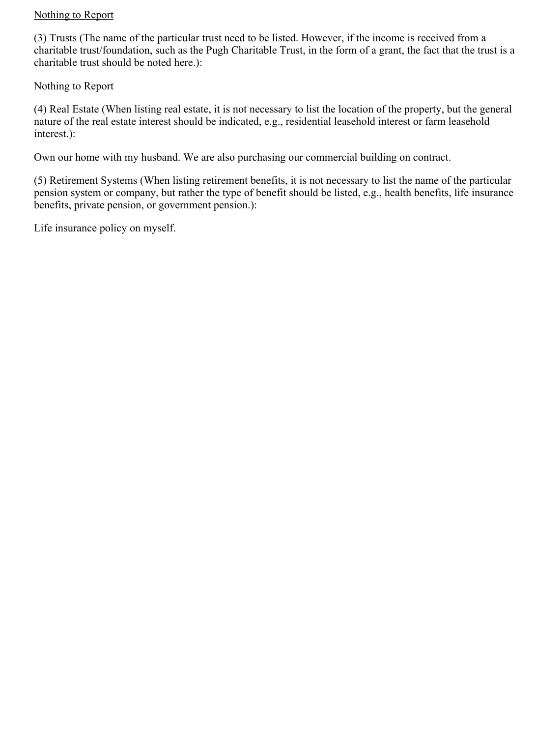<u>Nothing to Report</u>

(3) Trusts (The name of the particular trust need to be listed. However, if the income is received from a charitable trust/foundation, such as the Pugh Charitable Trust, in the form of a grant, the fact that the trust is a charitable trust should be noted here.):

Nothing to Report

(4) Real Estate (When listing real estate, it is not necessary to list the location of the property, but the general nature of the real estate interest should be indicated, e.g., residential leasehold interest or farm leasehold interest.):

Own our home with my husband. We are also purchasing our commercial building on contract.

(5) Retirement Systems (When listing retirement benefits, it is not necessary to list the name of the particular pension system or company, but rather the type of benefit should be listed, e.g., health benefits, life insurance benefits, private pension, or government pension.):

Life insurance policy on myself.